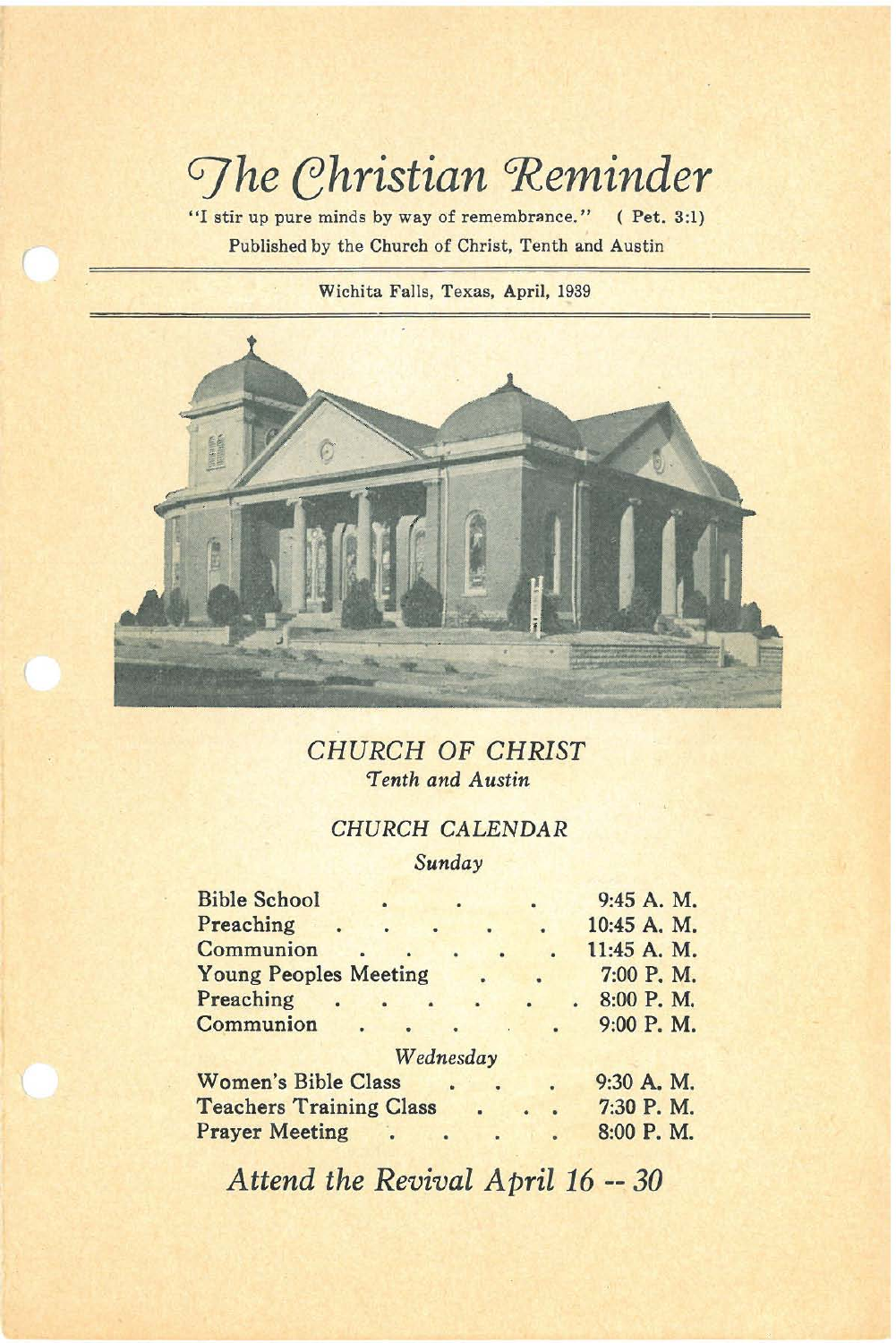# The Christian Reminder

"I stir up pure minds by way of remembrance." ( Pet. 3:1)

Published by the Church of Christ, Tenth and Austin

Wichita Falls, Texas, April, 1939

## CHURCH OF CHRIST

*Tenth and Austin*

### CHURCH CALENDAR

*Sunday*

| | |
|---|---|
| Bible School | 9:45 A. M. |
| Preaching | 10:45 A. M. |
| Communion | 11:45 A. M. |
| Young Peoples Meeting | 7:00 P. M. |
| Preaching | 8:00 P. M. |
| Communion | 9:00 P. M. |

*Wednesday*

| | |
|---|---|
| Women's Bible Class | 9:30 A. M. |
| Teachers Training Class | 7:30 P. M. |
| Prayer Meeting | 8:00 P. M. |

*Attend the Revival April 16 -- 30*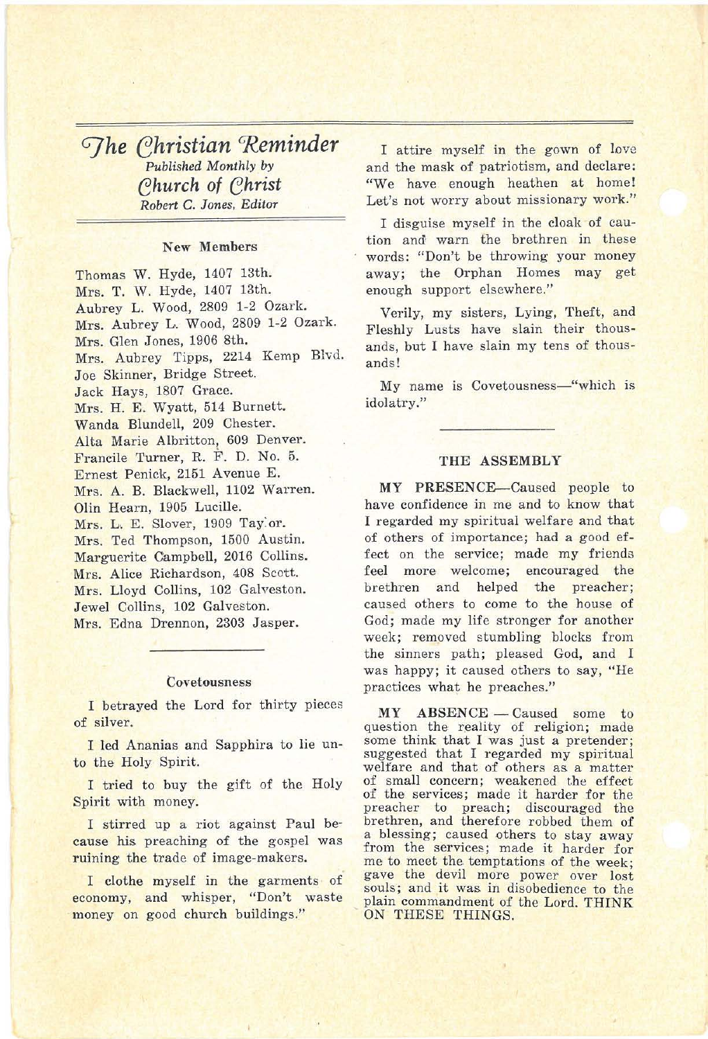# *The Christian Reminder*

*Published Monthly by*

*Church of Christ*

*Robert C. Jones, Editor*

### New Members

Thomas W. Hyde, 1407 13th.
Mrs. T. W. Hyde, 1407 13th.
Aubrey L. Wood, 2809 1-2 Ozark.
Mrs. Aubrey L. Wood, 2809 1-2 Ozark.
Mrs. Glen Jones, 1906 8th.
Mrs. Aubrey Tipps, 2214 Kemp Blvd.
Joe Skinner, Bridge Street.
Jack Hays, 1807 Grace.
Mrs. H. E. Wyatt, 514 Burnett.
Wanda Blundell, 209 Chester.
Alta Marie Albritton, 609 Denver.
Francile Turner, R. F. D. No. 5.
Ernest Penick, 2151 Avenue E.
Mrs. A. B. Blackwell, 1102 Warren.
Olin Hearn, 1905 Lucille.
Mrs. L. E. Slover, 1909 Taylor.
Mrs. Ted Thompson, 1500 Austin.
Marguerite Campbell, 2016 Collins.
Mrs. Alice Richardson, 408 Scott.
Mrs. Lloyd Collins, 102 Galveston.
Jewel Collins, 102 Galveston.
Mrs. Edna Drennon, 2303 Jasper.

### Covetousness

I betrayed the Lord for thirty pieces of silver.

I led Ananias and Sapphira to lie unto the Holy Spirit.

I tried to buy the gift of the Holy Spirit with money.

I stirred up a riot against Paul because his preaching of the gospel was ruining the trade of image-makers.

I clothe myself in the garments of economy, and whisper, "Don't waste money on good church buildings."

I attire myself in the gown of love and the mask of patriotism, and declare: "We have enough heathen at home! Let's not worry about missionary work."

I disguise myself in the cloak of caution and warn the brethren in these words: "Don't be throwing your money away; the Orphan Homes may get enough support elsewhere."

Verily, my sisters, Lying, Theft, and Fleshly Lusts have slain their thousands, but I have slain my tens of thousands!

My name is Covetousness—"which is idolatry."

### THE ASSEMBLY

**MY PRESENCE**—Caused people to have confidence in me and to know that I regarded my spiritual welfare and that of others of importance; had a good effect on the service; made my friends feel more welcome; encouraged the brethren and helped the preacher; caused others to come to the house of God; made my life stronger for another week; removed stumbling blocks from the sinners path; pleased God, and I was happy; it caused others to say, "He practices what he preaches."

**MY ABSENCE** — Caused some to question the reality of religion; made some think that I was just a pretender; suggested that I regarded my spiritual welfare and that of others as a matter of small concern; weakened the effect of the services; made it harder for the preacher to preach; discouraged the brethren, and therefore robbed them of a blessing; caused others to stay away from the services; made it harder for me to meet the temptations of the week; gave the devil more power over lost souls; and it was in disobedience to the plain commandment of the Lord. THINK ON THESE THINGS.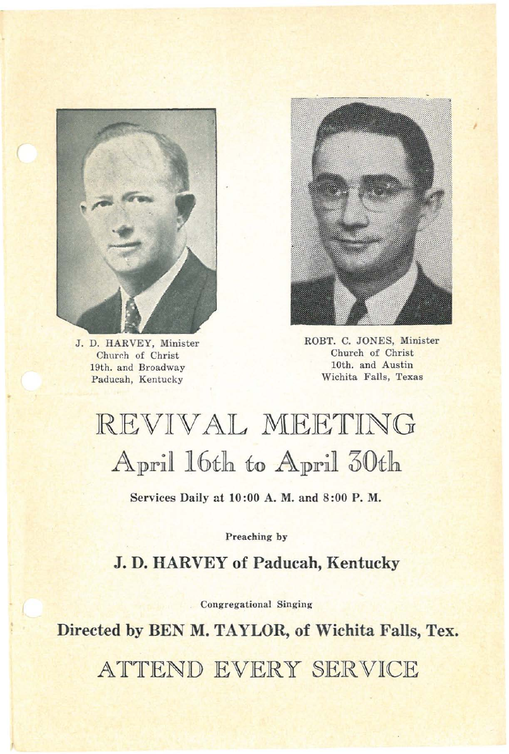J. D. HARVEY, Minister
Church of Christ
19th. and Broadway
Paducah, Kentucky

ROBT. C. JONES, Minister
Church of Christ
10th. and Austin
Wichita Falls, Texas

# REVIVAL MEETING

## April 16th to April 30th

**Services Daily at 10:00 A. M. and 8:00 P. M.**

**Preaching by**

### J. D. HARVEY of Paducah, Kentucky

Congregational Singing

### Directed by BEN M. TAYLOR, of Wichita Falls, Tex.

## ATTEND EVERY SERVICE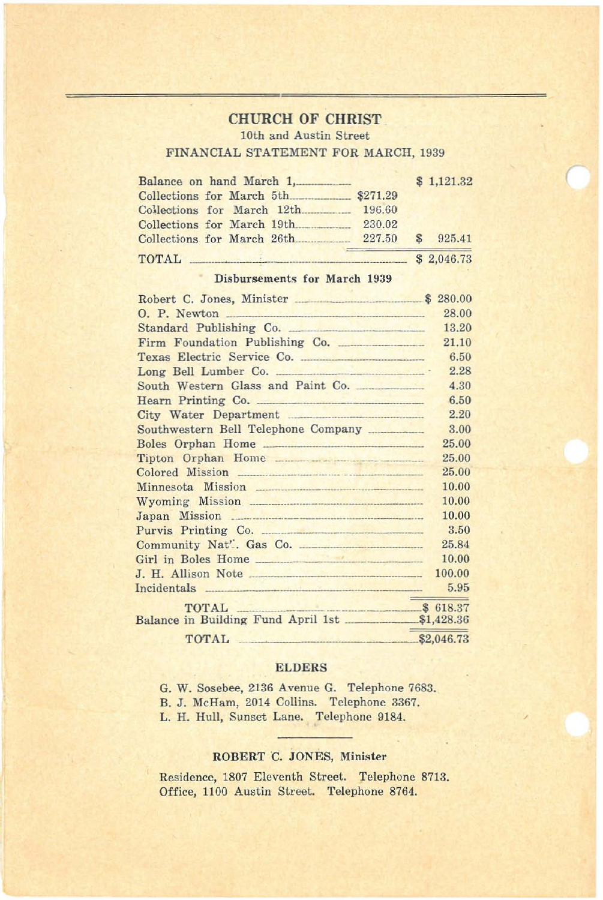# CHURCH OF CHRIST

10th and Austin Street

FINANCIAL STATEMENT FOR MARCH, 1939

| | | |
|---|---|---|
| Balance on hand March 1, | | $ 1,121.32 |
| Collections for March 5th | $271.29 | |
| Collections for March 12th | 196.60 | |
| Collections for March 19th | 230.02 | |
| Collections for March 26th | 227.50 | $ 925.41 |
| TOTAL | | $ 2,046.73 |

### Disbursements for March 1939

| | |
|---|---|
| Robert C. Jones, Minister | $ 280.00 |
| O. P. Newton | 28.00 |
| Standard Publishing Co. | 13.20 |
| Firm Foundation Publishing Co. | 21.10 |
| Texas Electric Service Co. | 6.50 |
| Long Bell Lumber Co. | 2.28 |
| South Western Glass and Paint Co. | 4.30 |
| Hearn Printing Co. | 6.50 |
| City Water Department | 2.20 |
| Southwestern Bell Telephone Company | 3.00 |
| Boles Orphan Home | 25.00 |
| Tipton Orphan Home | 25.00 |
| Colored Mission | 25.00 |
| Minnesota Mission | 10.00 |
| Wyoming Mission | 10.00 |
| Japan Mission | 10.00 |
| Purvis Printing Co. | 3.50 |
| Community Nat'l. Gas Co. | 25.84 |
| Girl in Boles Home | 10.00 |
| J. H. Allison Note | 100.00 |
| Incidentals | 5.95 |
| TOTAL | $ 618.37 |
| Balance in Building Fund April 1st | $1,428.36 |
| TOTAL | $2,046.73 |

### ELDERS

G. W. Sosebee, 2136 Avenue G. Telephone 7683.
B. J. McHam, 2014 Collins. Telephone 3367.
L. H. Hull, Sunset Lane. Telephone 9184.

### ROBERT C. JONES, Minister

Residence, 1807 Eleventh Street. Telephone 8713.
Office, 1100 Austin Street. Telephone 8764.